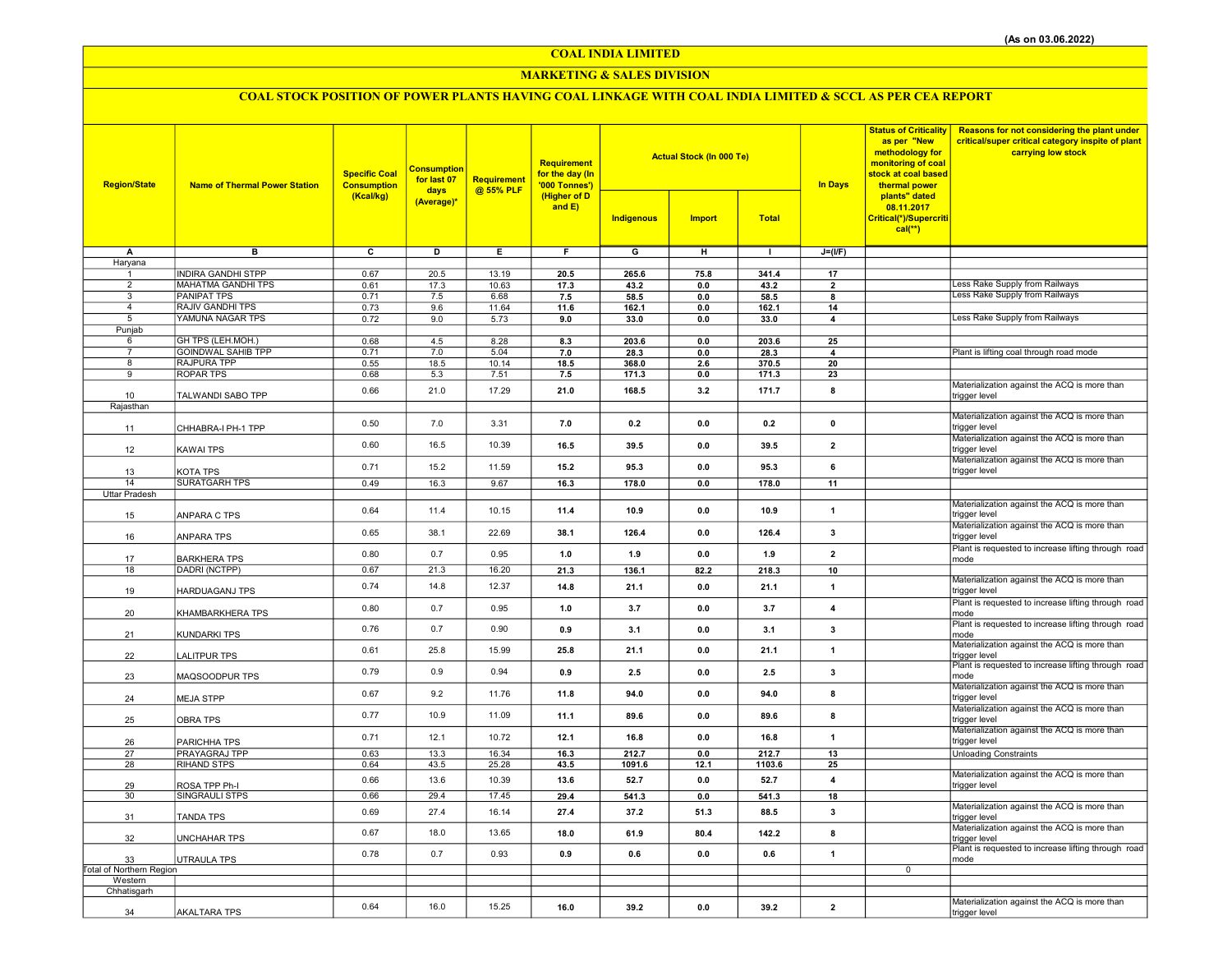(As on 03.06.2022)

# COAL INDIA LIMITED

## MARKETING & SALES DIVISION

### COAL STOCK POSITION OF POWER PLANTS HAVING COAL LINKAGE WITH COAL INDIA LIMITED & SCCL AS PER CEA REPORT

| Region/State | Name of Thermal Power Station | Specific Coal Consumption (Kcal/kg) | Consumption for last 07 days (Average)* | Requirement @ 55% PLF | Requirement for the day (In '000 Tonnes') (Higher of D and E) | Actual Stock (In 000 Te) | | | In Days | Status of Criticality as per "New methodology for monitoring of coal stock at coal based thermal power plants" dated 08.11.2017 Critical(*)/Supercritical(**) | Reasons for not considering the plant under critical/super critical category inspite of plant carrying low stock |
|---|---|---|---|---|---|---|---|---|---|---|---|
| | | | | | | Indigenous | Import | Total | | | |
| A | B | C | D | E | F | G | H | I | J=(I/F) | | |
| Haryana | | | | | | | | | | | |
| 1 | INDIRA GANDHI STPP | 0.67 | 20.5 | 13.19 | 20.5 | 265.6 | 75.8 | 341.4 | 17 | | |
| 2 | MAHATMA GANDHI TPS | 0.61 | 17.3 | 10.63 | 17.3 | 43.2 | 0.0 | 43.2 | 2 | | Less Rake Supply from Railways |
| 3 | PANIPAT TPS | 0.71 | 7.5 | 6.68 | 7.5 | 58.5 | 0.0 | 58.5 | 8 | | Less Rake Supply from Railways |
| 4 | RAJIV GANDHI TPS | 0.73 | 9.6 | 11.64 | 11.6 | 162.1 | 0.0 | 162.1 | 14 | | |
| 5 | YAMUNA NAGAR TPS | 0.72 | 9.0 | 5.73 | 9.0 | 33.0 | 0.0 | 33.0 | 4 | | Less Rake Supply from Railways |
| Punjab | | | | | | | | | | | |
| 6 | GH TPS (LEH.MOH.) | 0.68 | 4.5 | 8.28 | 8.3 | 203.6 | 0.0 | 203.6 | 25 | | |
| 7 | GOINDWAL SAHIB TPP | 0.71 | 7.0 | 5.04 | 7.0 | 28.3 | 0.0 | 28.3 | 4 | | Plant is lifting coal through road mode |
| 8 | RAJPURA TPP | 0.55 | 18.5 | 10.14 | 18.5 | 368.0 | 2.6 | 370.5 | 20 | | |
| 9 | ROPAR TPS | 0.68 | 5.3 | 7.51 | 7.5 | 171.3 | 0.0 | 171.3 | 23 | | |
| 10 | TALWANDI SABO TPP | 0.66 | 21.0 | 17.29 | 21.0 | 168.5 | 3.2 | 171.7 | 8 | | Materialization against the ACQ is more than trigger level |
| Rajasthan | | | | | | | | | | | |
| 11 | CHHABRA-I PH-1 TPP | 0.50 | 7.0 | 3.31 | 7.0 | 0.2 | 0.0 | 0.2 | 0 | | Materialization against the ACQ is more than trigger level |
| 12 | KAWAI TPS | 0.60 | 16.5 | 10.39 | 16.5 | 39.5 | 0.0 | 39.5 | 2 | | Materialization against the ACQ is more than trigger level |
| 13 | KOTA TPS | 0.71 | 15.2 | 11.59 | 15.2 | 95.3 | 0.0 | 95.3 | 6 | | Materialization against the ACQ is more than trigger level |
| 14 | SURATGARH TPS | 0.49 | 16.3 | 9.67 | 16.3 | 178.0 | 0.0 | 178.0 | 11 | | |
| Uttar Pradesh | | | | | | | | | | | |
| 15 | ANPARA C TPS | 0.64 | 11.4 | 10.15 | 11.4 | 10.9 | 0.0 | 10.9 | 1 | | Materialization against the ACQ is more than trigger level |
| 16 | ANPARA TPS | 0.65 | 38.1 | 22.69 | 38.1 | 126.4 | 0.0 | 126.4 | 3 | | Materialization against the ACQ is more than trigger level |
| 17 | BARKHERA TPS | 0.80 | 0.7 | 0.95 | 1.0 | 1.9 | 0.0 | 1.9 | 2 | | Plant is requested to increase lifting through road mode |
| 18 | DADRI (NCTPP) | 0.67 | 21.3 | 16.20 | 21.3 | 136.1 | 82.2 | 218.3 | 10 | | |
| 19 | HARDUAGANJ TPS | 0.74 | 14.8 | 12.37 | 14.8 | 21.1 | 0.0 | 21.1 | 1 | | Materialization against the ACQ is more than trigger level |
| 20 | KHAMBARKHERA TPS | 0.80 | 0.7 | 0.95 | 1.0 | 3.7 | 0.0 | 3.7 | 4 | | Plant is requested to increase lifting through road mode |
| 21 | KUNDARKI TPS | 0.76 | 0.7 | 0.90 | 0.9 | 3.1 | 0.0 | 3.1 | 3 | | Plant is requested to increase lifting through road mode |
| 22 | LALITPUR TPS | 0.61 | 25.8 | 15.99 | 25.8 | 21.1 | 0.0 | 21.1 | 1 | | Materialization against the ACQ is more than trigger level |
| 23 | MAQSOODPUR TPS | 0.79 | 0.9 | 0.94 | 0.9 | 2.5 | 0.0 | 2.5 | 3 | | Plant is requested to increase lifting through road mode |
| 24 | MEJA STPP | 0.67 | 9.2 | 11.76 | 11.8 | 94.0 | 0.0 | 94.0 | 8 | | Materialization against the ACQ is more than trigger level |
| 25 | OBRA TPS | 0.77 | 10.9 | 11.09 | 11.1 | 89.6 | 0.0 | 89.6 | 8 | | Materialization against the ACQ is more than trigger level |
| 26 | PARICHHA TPS | 0.71 | 12.1 | 10.72 | 12.1 | 16.8 | 0.0 | 16.8 | 1 | | Materialization against the ACQ is more than trigger level |
| 27 | PRAYAGRAJ TPP | 0.63 | 13.3 | 16.34 | 16.3 | 212.7 | 0.0 | 212.7 | 13 | | Unloading Constraints |
| 28 | RIHAND STPS | 0.64 | 43.5 | 25.28 | 43.5 | 1091.6 | 12.1 | 1103.6 | 25 | | |
| 29 | ROSA TPP Ph-I | 0.66 | 13.6 | 10.39 | 13.6 | 52.7 | 0.0 | 52.7 | 4 | | Materialization against the ACQ is more than trigger level |
| 30 | SINGRAULI STPS | 0.66 | 29.4 | 17.45 | 29.4 | 541.3 | 0.0 | 541.3 | 18 | | |
| 31 | TANDA TPS | 0.69 | 27.4 | 16.14 | 27.4 | 37.2 | 51.3 | 88.5 | 3 | | Materialization against the ACQ is more than trigger level |
| 32 | UNCHAHAR TPS | 0.67 | 18.0 | 13.65 | 18.0 | 61.9 | 80.4 | 142.2 | 8 | | Materialization against the ACQ is more than trigger level |
| 33 | UTRAULA TPS | 0.78 | 0.7 | 0.93 | 0.9 | 0.6 | 0.0 | 0.6 | 1 | | Plant is requested to increase lifting through road mode |
| Total of Northern Region | | | | | | | | | | 0 | |
| Western | | | | | | | | | | | |
| Chhatisgarh | | | | | | | | | | | |
| 34 | AKALTARA TPS | 0.64 | 16.0 | 15.25 | 16.0 | 39.2 | 0.0 | 39.2 | 2 | | Materialization against the ACQ is more than trigger level |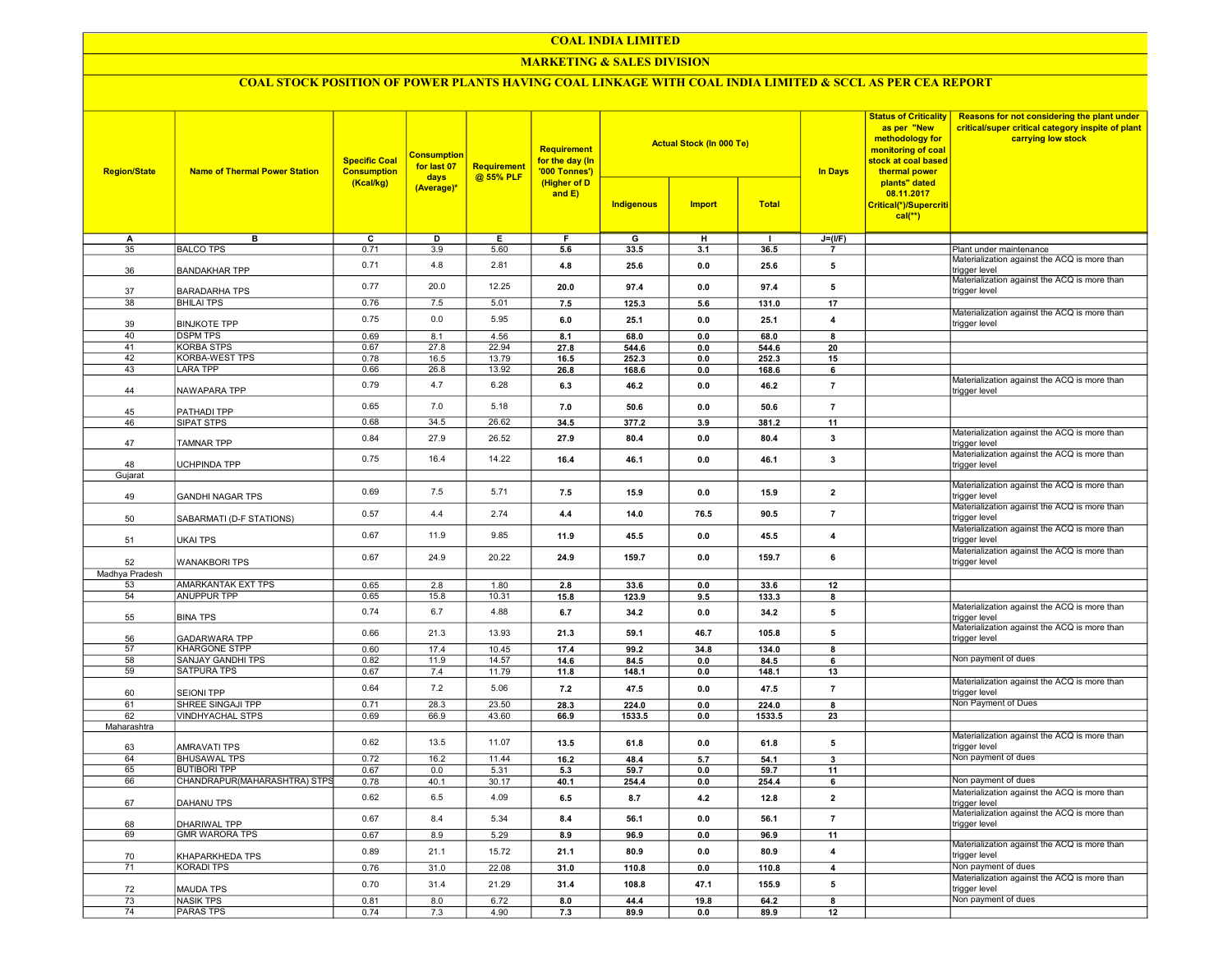# COAL INDIA LIMITED

## MARKETING & SALES DIVISION

### COAL STOCK POSITION OF POWER PLANTS HAVING COAL LINKAGE WITH COAL INDIA LIMITED & SCCL AS PER CEA REPORT

| Region/State | Name of Thermal Power Station | Specific Coal Consumption (Kcal/kg) | Consumption for last 07 days (Average)* | Requirement @ 55% PLF | Requirement for the day (In '000 Tonnes') (Higher of D and E) | Actual Stock (In 000 Te) | | | In Days | Status of Criticality as per "New methodology for monitoring of coal stock at coal based thermal power plants" dated 08.11.2017 Critical(*)/Supercritical(**) | Reasons for not considering the plant under critical/super critical category inspite of plant carrying low stock |
|---|---|---|---|---|---|---|---|---|---|---|---|
| | | | | | | Indigenous | Import | Total | | | |
| A | B | C | D | E | F | G | H | I | J=(I/F) | | |
| 35 | BALCO TPS | 0.71 | 3.9 | 5.60 | 5.6 | 33.5 | 3.1 | 36.5 | 7 | | Plant under maintenance |
| 36 | BANDAKHAR TPP | 0.71 | 4.8 | 2.81 | 4.8 | 25.6 | 0.0 | 25.6 | 5 | | Materialization against the ACQ is more than trigger level |
| 37 | BARADARHA TPS | 0.77 | 20.0 | 12.25 | 20.0 | 97.4 | 0.0 | 97.4 | 5 | | Materialization against the ACQ is more than trigger level |
| 38 | BHILAI TPS | 0.76 | 7.5 | 5.01 | 7.5 | 125.3 | 5.6 | 131.0 | 17 | | |
| 39 | BINJKOTE TPP | 0.75 | 0.0 | 5.95 | 6.0 | 25.1 | 0.0 | 25.1 | 4 | | Materialization against the ACQ is more than trigger level |
| 40 | DSPM TPS | 0.69 | 8.1 | 4.56 | 8.1 | 68.0 | 0.0 | 68.0 | 8 | | |
| 41 | KORBA STPS | 0.67 | 27.8 | 22.94 | 27.8 | 544.6 | 0.0 | 544.6 | 20 | | |
| 42 | KORBA-WEST TPS | 0.78 | 16.5 | 13.79 | 16.5 | 252.3 | 0.0 | 252.3 | 15 | | |
| 43 | LARA TPP | 0.66 | 26.8 | 13.92 | 26.8 | 168.6 | 0.0 | 168.6 | 6 | | |
| 44 | NAWAPARA TPP | 0.79 | 4.7 | 6.28 | 6.3 | 46.2 | 0.0 | 46.2 | 7 | | Materialization against the ACQ is more than trigger level |
| 45 | PATHADI TPP | 0.65 | 7.0 | 5.18 | 7.0 | 50.6 | 0.0 | 50.6 | 7 | | |
| 46 | SIPAT STPS | 0.68 | 34.5 | 26.62 | 34.5 | 377.2 | 3.9 | 381.2 | 11 | | |
| 47 | TAMNAR TPP | 0.84 | 27.9 | 26.52 | 27.9 | 80.4 | 0.0 | 80.4 | 3 | | Materialization against the ACQ is more than trigger level |
| 48 | UCHPINDA TPP | 0.75 | 16.4 | 14.22 | 16.4 | 46.1 | 0.0 | 46.1 | 3 | | Materialization against the ACQ is more than trigger level |
| Gujarat | | | | | | | | | | | |
| 49 | GANDHI NAGAR TPS | 0.69 | 7.5 | 5.71 | 7.5 | 15.9 | 0.0 | 15.9 | 2 | | Materialization against the ACQ is more than trigger level |
| 50 | SABARMATI (D-F STATIONS) | 0.57 | 4.4 | 2.74 | 4.4 | 14.0 | 76.5 | 90.5 | 7 | | Materialization against the ACQ is more than trigger level |
| 51 | UKAI TPS | 0.67 | 11.9 | 9.85 | 11.9 | 45.5 | 0.0 | 45.5 | 4 | | Materialization against the ACQ is more than trigger level |
| 52 | WANAKBORI TPS | 0.67 | 24.9 | 20.22 | 24.9 | 159.7 | 0.0 | 159.7 | 6 | | Materialization against the ACQ is more than trigger level |
| Madhya Pradesh | | | | | | | | | | | |
| 53 | AMARKANTAK EXT TPS | 0.65 | 2.8 | 1.80 | 2.8 | 33.6 | 0.0 | 33.6 | 12 | | |
| 54 | ANUPPUR TPP | 0.65 | 15.8 | 10.31 | 15.8 | 123.9 | 9.5 | 133.3 | 8 | | |
| 55 | BINA TPS | 0.74 | 6.7 | 4.88 | 6.7 | 34.2 | 0.0 | 34.2 | 5 | | Materialization against the ACQ is more than trigger level |
| 56 | GADARWARA TPP | 0.66 | 21.3 | 13.93 | 21.3 | 59.1 | 46.7 | 105.8 | 5 | | Materialization against the ACQ is more than trigger level |
| 57 | KHARGONE STPP | 0.60 | 17.4 | 10.45 | 17.4 | 99.2 | 34.8 | 134.0 | 8 | | |
| 58 | SANJAY GANDHI TPS | 0.82 | 11.9 | 14.57 | 14.6 | 84.5 | 0.0 | 84.5 | 6 | | Non payment of dues |
| 59 | SATPURA TPS | 0.67 | 7.4 | 11.79 | 11.8 | 148.1 | 0.0 | 148.1 | 13 | | |
| 60 | SEIONI TPP | 0.64 | 7.2 | 5.06 | 7.2 | 47.5 | 0.0 | 47.5 | 7 | | Materialization against the ACQ is more than trigger level |
| 61 | SHREE SINGAJI TPP | 0.71 | 28.3 | 23.50 | 28.3 | 224.0 | 0.0 | 224.0 | 8 | | Non Payment of Dues |
| 62 | VINDHYACHAL STPS | 0.69 | 66.9 | 43.60 | 66.9 | 1533.5 | 0.0 | 1533.5 | 23 | | |
| Maharashtra | | | | | | | | | | | |
| 63 | AMRAVATI TPS | 0.62 | 13.5 | 11.07 | 13.5 | 61.8 | 0.0 | 61.8 | 5 | | Materialization against the ACQ is more than trigger level |
| 64 | BHUSAWAL TPS | 0.72 | 16.2 | 11.44 | 16.2 | 48.4 | 5.7 | 54.1 | 3 | | Non payment of dues |
| 65 | BUTIBORI TPP | 0.67 | 0.0 | 5.31 | 5.3 | 59.7 | 0.0 | 59.7 | 11 | | |
| 66 | CHANDRAPUR(MAHARASHTRA) STPS | 0.78 | 40.1 | 30.17 | 40.1 | 254.4 | 0.0 | 254.4 | 6 | | Non payment of dues |
| 67 | DAHANU TPS | 0.62 | 6.5 | 4.09 | 6.5 | 8.7 | 4.2 | 12.8 | 2 | | Materialization against the ACQ is more than trigger level |
| 68 | DHARIWAL TPP | 0.67 | 8.4 | 5.34 | 8.4 | 56.1 | 0.0 | 56.1 | 7 | | Materialization against the ACQ is more than trigger level |
| 69 | GMR WARORA TPS | 0.67 | 8.9 | 5.29 | 8.9 | 96.9 | 0.0 | 96.9 | 11 | | |
| 70 | KHAPARKHEDA TPS | 0.89 | 21.1 | 15.72 | 21.1 | 80.9 | 0.0 | 80.9 | 4 | | Materialization against the ACQ is more than trigger level |
| 71 | KORADI TPS | 0.76 | 31.0 | 22.08 | 31.0 | 110.8 | 0.0 | 110.8 | 4 | | Non payment of dues |
| 72 | MAUDA TPS | 0.70 | 31.4 | 21.29 | 31.4 | 108.8 | 47.1 | 155.9 | 5 | | Materialization against the ACQ is more than trigger level |
| 73 | NASIK TPS | 0.81 | 8.0 | 6.72 | 8.0 | 44.4 | 19.8 | 64.2 | 8 | | Non payment of dues |
| 74 | PARAS TPS | 0.74 | 7.3 | 4.90 | 7.3 | 89.9 | 0.0 | 89.9 | 12 | | |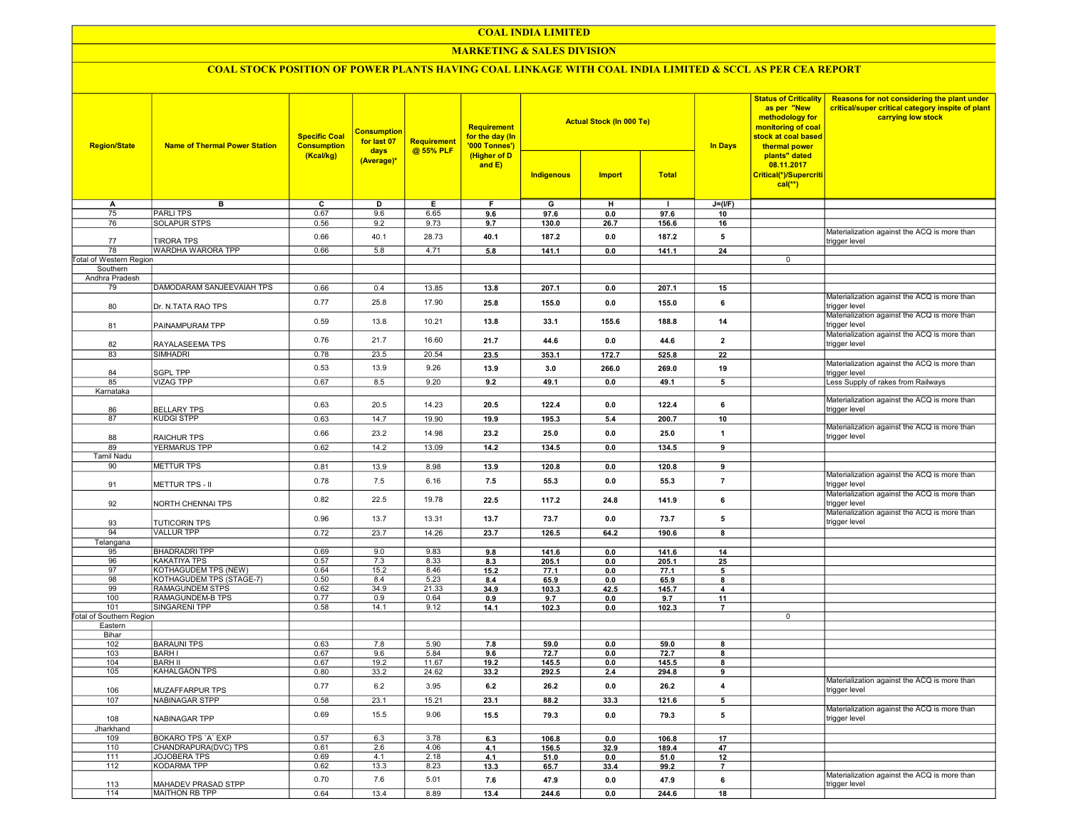# COAL INDIA LIMITED

## MARKETING & SALES DIVISION

### COAL STOCK POSITION OF POWER PLANTS HAVING COAL LINKAGE WITH COAL INDIA LIMITED & SCCL AS PER CEA REPORT

| Region/State | Name of Thermal Power Station | Specific Coal Consumption (Kcal/kg) | Consumption for last 07 days (Average)* | Requirement @ 55% PLF | Requirement for the day (In '000 Tonnes') (Higher of D and E) | Actual Stock (In 000 Te) | | | In Days | Status of Criticality as per "New methodology for monitoring of coal stock at coal based thermal power plants" dated 08.11.2017 Critical(*)/Supercritical(**) | Reasons for not considering the plant under critical/super critical category inspite of plant carrying low stock |
|---|---|---|---|---|---|---|---|---|---|---|---|
| | | | | | | Indigenous | Import | Total | | | |
| A | B | C | D | E | F | G | H | I | J=(I/F) | | |
| 75 | PARLI TPS | 0.67 | 9.6 | 6.65 | 9.6 | 97.6 | 0.0 | 97.6 | 10 | | |
| 76 | SOLAPUR STPS | 0.56 | 9.2 | 9.73 | 9.7 | 130.0 | 26.7 | 156.6 | 16 | | |
| 77 | TIRORA TPS | 0.66 | 40.1 | 28.73 | 40.1 | 187.2 | 0.0 | 187.2 | 5 | | Materialization against the ACQ is more than trigger level |
| 78 | WARDHA WARORA TPP | 0.66 | 5.8 | 4.71 | 5.8 | 141.1 | 0.0 | 141.1 | 24 | | |
| Total of Western Region | | | | | | | | | | 0 | |
| Southern | | | | | | | | | | | |
| Andhra Pradesh | | | | | | | | | | | |
| 79 | DAMODARAM SANJEEVAIAH TPS | 0.66 | 0.4 | 13.85 | 13.8 | 207.1 | 0.0 | 207.1 | 15 | | |
| 80 | Dr. N.TATA RAO TPS | 0.77 | 25.8 | 17.90 | 25.8 | 155.0 | 0.0 | 155.0 | 6 | | Materialization against the ACQ is more than trigger level |
| 81 | PAINAMPURAM TPP | 0.59 | 13.8 | 10.21 | 13.8 | 33.1 | 155.6 | 188.8 | 14 | | Materialization against the ACQ is more than trigger level |
| 82 | RAYALASEEMA TPS | 0.76 | 21.7 | 16.60 | 21.7 | 44.6 | 0.0 | 44.6 | 2 | | Materialization against the ACQ is more than trigger level |
| 83 | SIMHADRI | 0.78 | 23.5 | 20.54 | 23.5 | 353.1 | 172.7 | 525.8 | 22 | | |
| 84 | SGPL TPP | 0.53 | 13.9 | 9.26 | 13.9 | 3.0 | 266.0 | 269.0 | 19 | | Materialization against the ACQ is more than trigger level |
| 85 | VIZAG TPP | 0.67 | 8.5 | 9.20 | 9.2 | 49.1 | 0.0 | 49.1 | 5 | | Less Supply of rakes from Railways |
| Karnataka | | | | | | | | | | | |
| 86 | BELLARY TPS | 0.63 | 20.5 | 14.23 | 20.5 | 122.4 | 0.0 | 122.4 | 6 | | Materialization against the ACQ is more than trigger level |
| 87 | KUDGI STPP | 0.63 | 14.7 | 19.90 | 19.9 | 195.3 | 5.4 | 200.7 | 10 | | |
| 88 | RAICHUR TPS | 0.66 | 23.2 | 14.98 | 23.2 | 25.0 | 0.0 | 25.0 | 1 | | Materialization against the ACQ is more than trigger level |
| 89 | YERMARUS TPP | 0.62 | 14.2 | 13.09 | 14.2 | 134.5 | 0.0 | 134.5 | 9 | | |
| Tamil Nadu | | | | | | | | | | | |
| 90 | METTUR TPS | 0.81 | 13.9 | 8.98 | 13.9 | 120.8 | 0.0 | 120.8 | 9 | | |
| 91 | METTUR TPS - II | 0.78 | 7.5 | 6.16 | 7.5 | 55.3 | 0.0 | 55.3 | 7 | | Materialization against the ACQ is more than trigger level |
| 92 | NORTH CHENNAI TPS | 0.82 | 22.5 | 19.78 | 22.5 | 117.2 | 24.8 | 141.9 | 6 | | Materialization against the ACQ is more than trigger level |
| 93 | TUTICORIN TPS | 0.96 | 13.7 | 13.31 | 13.7 | 73.7 | 0.0 | 73.7 | 5 | | Materialization against the ACQ is more than trigger level |
| 94 | VALLUR TPP | 0.72 | 23.7 | 14.26 | 23.7 | 126.5 | 64.2 | 190.6 | 8 | | |
| Telangana | | | | | | | | | | | |
| 95 | BHADRADRI TPP | 0.69 | 9.0 | 9.83 | 9.8 | 141.6 | 0.0 | 141.6 | 14 | | |
| 96 | KAKATIYA TPS | 0.57 | 7.3 | 8.33 | 8.3 | 205.1 | 0.0 | 205.1 | 25 | | |
| 97 | KOTHAGUDEM TPS (NEW) | 0.64 | 15.2 | 8.46 | 15.2 | 77.1 | 0.0 | 77.1 | 5 | | |
| 98 | KOTHAGUDEM TPS (STAGE-7) | 0.50 | 8.4 | 5.23 | 8.4 | 65.9 | 0.0 | 65.9 | 8 | | |
| 99 | RAMAGUNDEM STPS | 0.62 | 34.9 | 21.33 | 34.9 | 103.3 | 42.5 | 145.7 | 4 | | |
| 100 | RAMAGUNDEM-B TPS | 0.77 | 0.9 | 0.64 | 0.9 | 9.7 | 0.0 | 9.7 | 11 | | |
| 101 | SINGARENI TPP | 0.58 | 14.1 | 9.12 | 14.1 | 102.3 | 0.0 | 102.3 | 7 | | |
| Total of Southern Region | | | | | | | | | | 0 | |
| Eastern | | | | | | | | | | | |
| Bihar | | | | | | | | | | | |
| 102 | BARAUNI TPS | 0.63 | 7.8 | 5.90 | 7.8 | 59.0 | 0.0 | 59.0 | 8 | | |
| 103 | BARH I | 0.67 | 9.6 | 5.84 | 9.6 | 72.7 | 0.0 | 72.7 | 8 | | |
| 104 | BARH II | 0.67 | 19.2 | 11.67 | 19.2 | 145.5 | 0.0 | 145.5 | 8 | | |
| 105 | KAHALGAON TPS | 0.80 | 33.2 | 24.62 | 33.2 | 292.5 | 2.4 | 294.8 | 9 | | |
| 106 | MUZAFFARPUR TPS | 0.77 | 6.2 | 3.95 | 6.2 | 26.2 | 0.0 | 26.2 | 4 | | Materialization against the ACQ is more than trigger level |
| 107 | NABINAGAR STPP | 0.58 | 23.1 | 15.21 | 23.1 | 88.2 | 33.3 | 121.6 | 5 | | |
| 108 | NABINAGAR TPP | 0.69 | 15.5 | 9.06 | 15.5 | 79.3 | 0.0 | 79.3 | 5 | | Materialization against the ACQ is more than trigger level |
| Jharkhand | | | | | | | | | | | |
| 109 | BOKARO TPS `A` EXP | 0.57 | 6.3 | 3.78 | 6.3 | 106.8 | 0.0 | 106.8 | 17 | | |
| 110 | CHANDRAPURA(DVC) TPS | 0.61 | 2.6 | 4.06 | 4.1 | 156.5 | 32.9 | 189.4 | 47 | | |
| 111 | JOJOBERA TPS | 0.69 | 4.1 | 2.18 | 4.1 | 51.0 | 0.0 | 51.0 | 12 | | |
| 112 | KODARMA TPP | 0.62 | 13.3 | 8.23 | 13.3 | 65.7 | 33.4 | 99.2 | 7 | | |
| 113 | MAHADEV PRASAD STPP | 0.70 | 7.6 | 5.01 | 7.6 | 47.9 | 0.0 | 47.9 | 6 | | Materialization against the ACQ is more than trigger level |
| 114 | MAITHON RB TPP | 0.64 | 13.4 | 8.89 | 13.4 | 244.6 | 0.0 | 244.6 | 18 | | |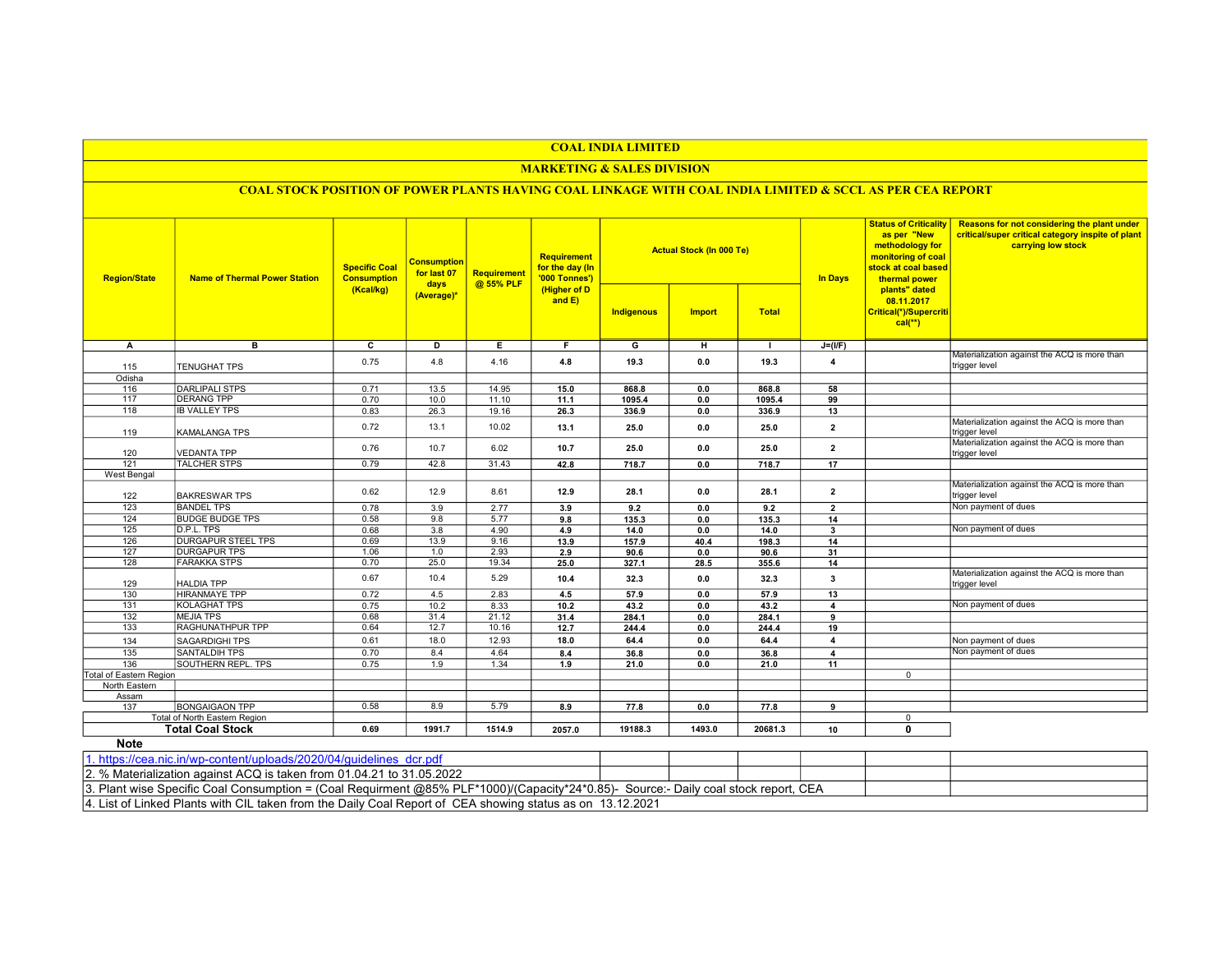# COAL INDIA LIMITED

## MARKETING & SALES DIVISION

### COAL STOCK POSITION OF POWER PLANTS HAVING COAL LINKAGE WITH COAL INDIA LIMITED & SCCL AS PER CEA REPORT

| Region/State | Name of Thermal Power Station | Specific Coal Consumption (Kcal/kg) | Consumption for last 07 days (Average)* | Requirement @ 55% PLF | Requirement for the day (In '000 Tonnes') (Higher of D and E) | Actual Stock (In 000 Te) | | | In Days | Status of Criticality as per "New methodology for monitoring of coal stock at coal based thermal power plants" dated 08.11.2017 Critical(*)/Supercritical(**) | Reasons for not considering the plant under critical/super critical category inspite of plant carrying low stock |
|---|---|---|---|---|---|---|---|---|---|---|---|
| | | | | | | Indigenous | Import | Total | | | |
| A | B | C | D | E | F | G | H | I | J=(I/F) | | |
| 115 | TENUGHAT TPS | 0.75 | 4.8 | 4.16 | 4.8 | 19.3 | 0.0 | 19.3 | 4 | | Materialization against the ACQ is more than trigger level |
| Odisha | | | | | | | | | | | |
| 116 | DARLIPALI STPS | 0.71 | 13.5 | 14.95 | 15.0 | 868.8 | 0.0 | 868.8 | 58 | | |
| 117 | DERANG TPP | 0.70 | 10.0 | 11.10 | 11.1 | 1095.4 | 0.0 | 1095.4 | 99 | | |
| 118 | IB VALLEY TPS | 0.83 | 26.3 | 19.16 | 26.3 | 336.9 | 0.0 | 336.9 | 13 | | |
| 119 | KAMALANGA TPS | 0.72 | 13.1 | 10.02 | 13.1 | 25.0 | 0.0 | 25.0 | 2 | | Materialization against the ACQ is more than trigger level |
| 120 | VEDANTA TPP | 0.76 | 10.7 | 6.02 | 10.7 | 25.0 | 0.0 | 25.0 | 2 | | Materialization against the ACQ is more than trigger level |
| 121 | TALCHER STPS | 0.79 | 42.8 | 31.43 | 42.8 | 718.7 | 0.0 | 718.7 | 17 | | |
| West Bengal | | | | | | | | | | | |
| 122 | BAKRESWAR TPS | 0.62 | 12.9 | 8.61 | 12.9 | 28.1 | 0.0 | 28.1 | 2 | | Materialization against the ACQ is more than trigger level |
| 123 | BANDEL TPS | 0.78 | 3.9 | 2.77 | 3.9 | 9.2 | 0.0 | 9.2 | 2 | | Non payment of dues |
| 124 | BUDGE BUDGE TPS | 0.58 | 9.8 | 5.77 | 9.8 | 135.3 | 0.0 | 135.3 | 14 | | |
| 125 | D.P.L. TPS | 0.68 | 3.8 | 4.90 | 4.9 | 14.0 | 0.0 | 14.0 | 3 | | Non payment of dues |
| 126 | DURGAPUR STEEL TPS | 0.69 | 13.9 | 9.16 | 13.9 | 157.9 | 40.4 | 198.3 | 14 | | |
| 127 | DURGAPUR TPS | 1.06 | 1.0 | 2.93 | 2.9 | 90.6 | 0.0 | 90.6 | 31 | | |
| 128 | FARAKKA STPS | 0.70 | 25.0 | 19.34 | 25.0 | 327.1 | 28.5 | 355.6 | 14 | | |
| 129 | HALDIA TPP | 0.67 | 10.4 | 5.29 | 10.4 | 32.3 | 0.0 | 32.3 | 3 | | Materialization against the ACQ is more than trigger level |
| 130 | HIRANMAYE TPP | 0.72 | 4.5 | 2.83 | 4.5 | 57.9 | 0.0 | 57.9 | 13 | | |
| 131 | KOLAGHAT TPS | 0.75 | 10.2 | 8.33 | 10.2 | 43.2 | 0.0 | 43.2 | 4 | | Non payment of dues |
| 132 | MEJIA TPS | 0.68 | 31.4 | 21.12 | 31.4 | 284.1 | 0.0 | 284.1 | 9 | | |
| 133 | RAGHUNATHPUR TPP | 0.64 | 12.7 | 10.16 | 12.7 | 244.4 | 0.0 | 244.4 | 19 | | |
| 134 | SAGARDIGHI TPS | 0.61 | 18.0 | 12.93 | 18.0 | 64.4 | 0.0 | 64.4 | 4 | | Non payment of dues |
| 135 | SANTALDIH TPS | 0.70 | 8.4 | 4.64 | 8.4 | 36.8 | 0.0 | 36.8 | 4 | | Non payment of dues |
| 136 | SOUTHERN REPL. TPS | 0.75 | 1.9 | 1.34 | 1.9 | 21.0 | 0.0 | 21.0 | 11 | | |
| Total of Eastern Region | | | | | | | | | | 0 | |
| North Eastern | | | | | | | | | | | |
| Assam | | | | | | | | | | | |
| 137 | BONGAIGAON TPP | 0.58 | 8.9 | 5.79 | 8.9 | 77.8 | 0.0 | 77.8 | 9 | | |
| Total of North Eastern Region | | | | | | | | | | 0 | |
| **Total Coal Stock** | | 0.69 | 1991.7 | 1514.9 | 2057.0 | 19188.3 | 1493.0 | 20681.3 | 10 | 0 | |

**Note**

1. https://cea.nic.in/wp-content/uploads/2020/04/guidelines_dcr.pdf
2. % Materialization against ACQ is taken from 01.04.21 to 31.05.2022
3. Plant wise Specific Coal Consumption = (Coal Requirment @85% PLF*1000)/(Capacity*24*0.85)- Source:- Daily coal stock report, CEA
4. List of Linked Plants with CIL taken from the Daily Coal Report of CEA showing status as on 13.12.2021